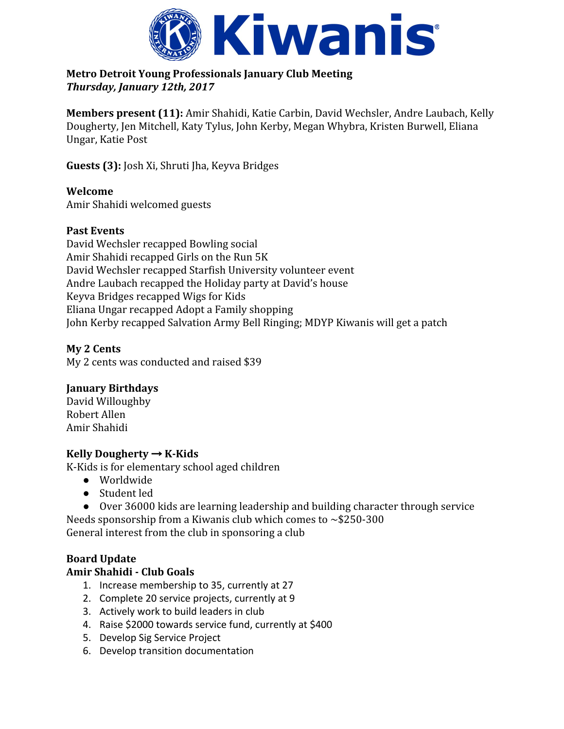**Metro Detroit Young Professionals January Club Meeting**
***Thursday, January 12th, 2017***

**Members present (11):** Amir Shahidi, Katie Carbin, David Wechsler, Andre Laubach, Kelly Dougherty, Jen Mitchell, Katy Tylus, John Kerby, Megan Whybra, Kristen Burwell, Eliana Ungar, Katie Post

**Guests (3):** Josh Xi, Shruti Jha, Keyva Bridges

**Welcome**
Amir Shahidi welcomed guests

**Past Events**
David Wechsler recapped Bowling social
Amir Shahidi recapped Girls on the Run 5K
David Wechsler recapped Starfish University volunteer event
Andre Laubach recapped the Holiday party at David's house
Keyva Bridges recapped Wigs for Kids
Eliana Ungar recapped Adopt a Family shopping
John Kerby recapped Salvation Army Bell Ringing; MDYP Kiwanis will get a patch

**My 2 Cents**
My 2 cents was conducted and raised $39

**January Birthdays**
David Willoughby
Robert Allen
Amir Shahidi

**Kelly Dougherty → K-Kids**
K-Kids is for elementary school aged children

- Worldwide
- Student led
- Over 36000 kids are learning leadership and building character through service

Needs sponsorship from a Kiwanis club which comes to ~$250-300
General interest from the club in sponsoring a club

**Board Update**
**Amir Shahidi - Club Goals**

1. Increase membership to 35, currently at 27
2. Complete 20 service projects, currently at 9
3. Actively work to build leaders in club
4. Raise $2000 towards service fund, currently at $400
5. Develop Sig Service Project
6. Develop transition documentation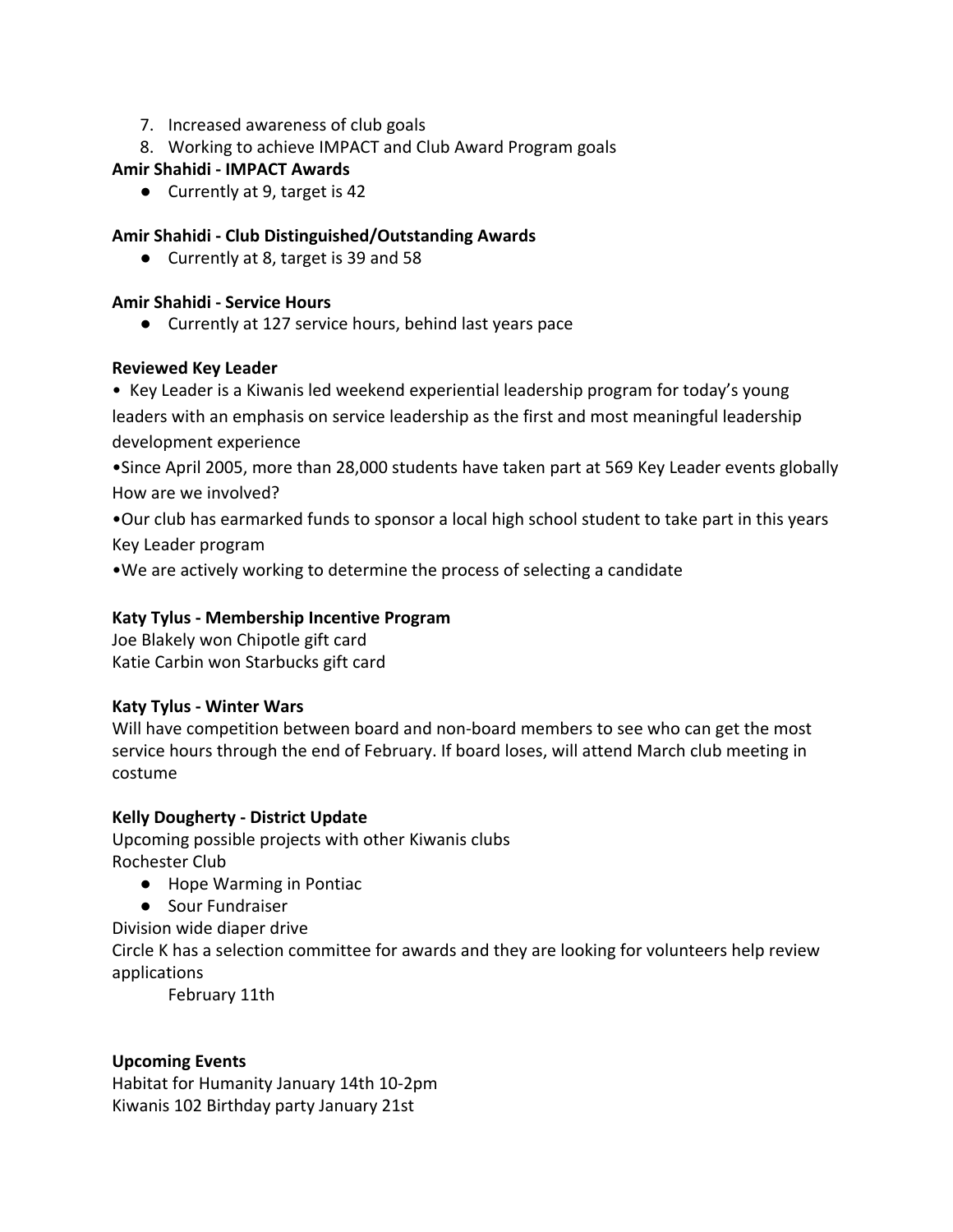7. Increased awareness of club goals
8. Working to achieve IMPACT and Club Award Program goals

**Amir Shahidi - IMPACT Awards**

- Currently at 9, target is 42

**Amir Shahidi - Club Distinguished/Outstanding Awards**

- Currently at 8, target is 39 and 58

**Amir Shahidi - Service Hours**

- Currently at 127 service hours, behind last years pace

**Reviewed Key Leader**

• Key Leader is a Kiwanis led weekend experiential leadership program for today's young leaders with an emphasis on service leadership as the first and most meaningful leadership development experience

•Since April 2005, more than 28,000 students have taken part at 569 Key Leader events globally

How are we involved?

•Our club has earmarked funds to sponsor a local high school student to take part in this years Key Leader program

•We are actively working to determine the process of selecting a candidate

**Katy Tylus - Membership Incentive Program**

Joe Blakely won Chipotle gift card
Katie Carbin won Starbucks gift card

**Katy Tylus - Winter Wars**

Will have competition between board and non-board members to see who can get the most service hours through the end of February. If board loses, will attend March club meeting in costume

**Kelly Dougherty - District Update**

Upcoming possible projects with other Kiwanis clubs
Rochester Club

- Hope Warming in Pontiac
- Sour Fundraiser

Division wide diaper drive
Circle K has a selection committee for awards and they are looking for volunteers help review applications

February 11th

**Upcoming Events**

Habitat for Humanity January 14th 10-2pm
Kiwanis 102 Birthday party January 21st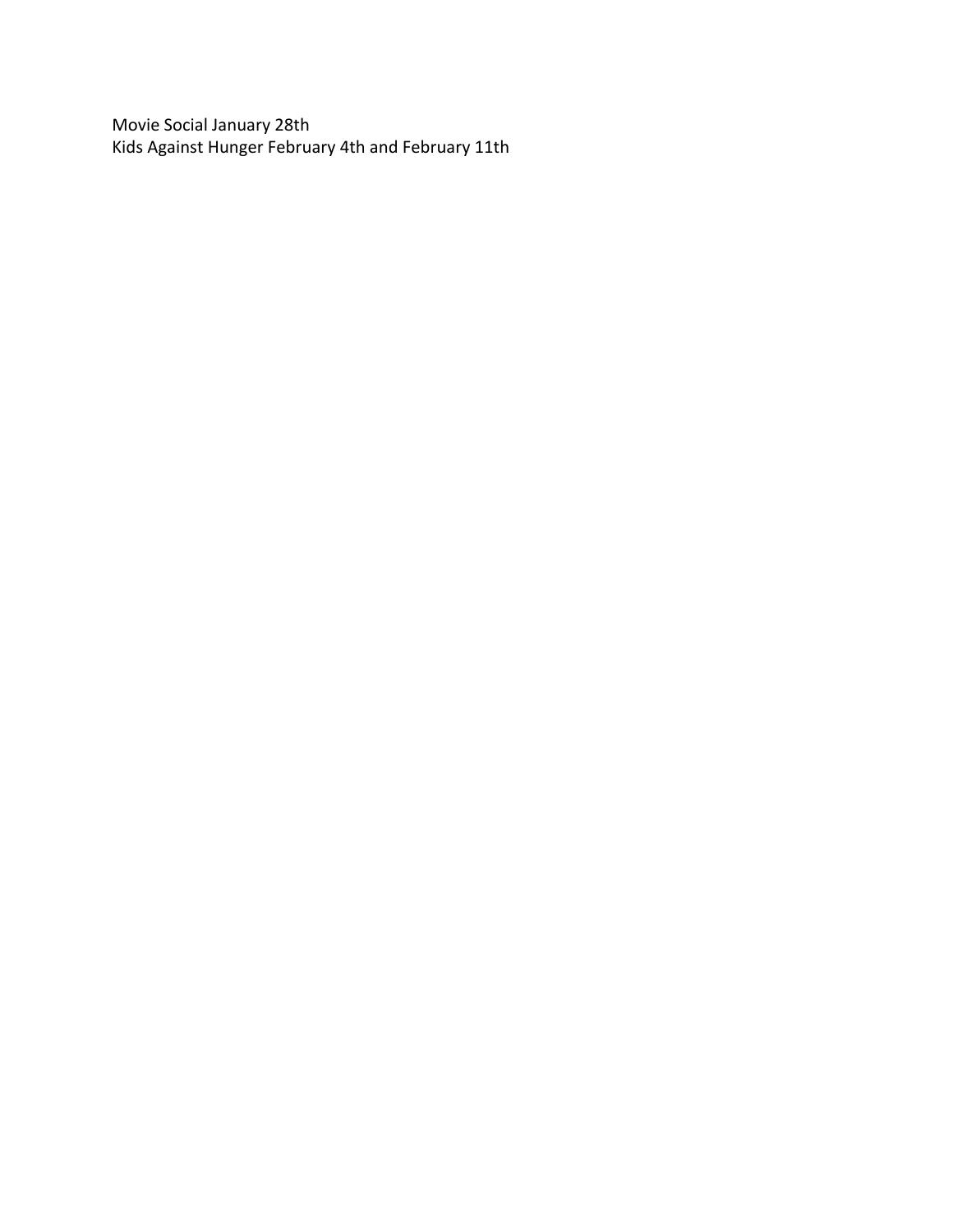Movie Social January 28th
Kids Against Hunger February 4th and February 11th